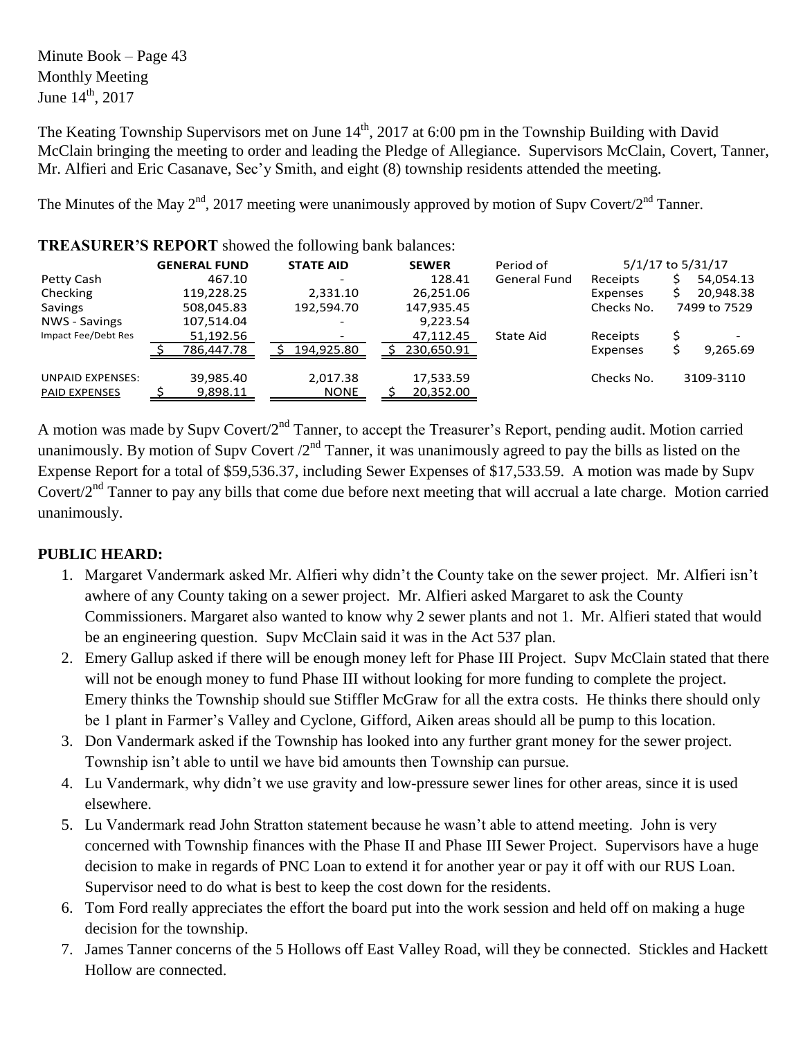Minute Book – Page 43
Monthly Meeting
June 14th, 2017

The Keating Township Supervisors met on June 14th, 2017 at 6:00 pm in the Township Building with David McClain bringing the meeting to order and leading the Pledge of Allegiance. Supervisors McClain, Covert, Tanner, Mr. Alfieri and Eric Casanave, Sec'y Smith, and eight (8) township residents attended the meeting.

The Minutes of the May 2nd, 2017 meeting were unanimously approved by motion of Supv Covert/2nd Tanner.

**TREASURER'S REPORT** showed the following bank balances:

| | GENERAL FUND | STATE AID | SEWER | Period of | 5/1/17 to 5/31/17 | |
|---|---|---|---|---|---|---|
| Petty Cash | 467.10 | - | 128.41 | General Fund | Receipts | $ 54,054.13 |
| Checking | 119,228.25 | 2,331.10 | 26,251.06 | | Expenses | $ 20,948.38 |
| Savings | 508,045.83 | 192,594.70 | 147,935.45 | | Checks No. | 7499 to 7529 |
| NWS - Savings | 107,514.04 | - | 9,223.54 | | | |
| Impact Fee/Debt Res | 51,192.56 | - | 47,112.45 | State Aid | Receipts | $ - |
| | $ 786,447.78 | $ 194,925.80 | $ 230,650.91 | | Expenses | $ 9,265.69 |
| UNPAID EXPENSES: | 39,985.40 | 2,017.38 | 17,533.59 | | Checks No. | 3109-3110 |
| PAID EXPENSES | $ 9,898.11 | NONE | $ 20,352.00 | | | |

A motion was made by Supv Covert/2nd Tanner, to accept the Treasurer's Report, pending audit. Motion carried unanimously. By motion of Supv Covert /2nd Tanner, it was unanimously agreed to pay the bills as listed on the Expense Report for a total of $59,536.37, including Sewer Expenses of $17,533.59. A motion was made by Supv Covert/2nd Tanner to pay any bills that come due before next meeting that will accrual a late charge. Motion carried unanimously.

**PUBLIC HEARD:**

1. Margaret Vandermark asked Mr. Alfieri why didn't the County take on the sewer project. Mr. Alfieri isn't awhere of any County taking on a sewer project. Mr. Alfieri asked Margaret to ask the County Commissioners. Margaret also wanted to know why 2 sewer plants and not 1. Mr. Alfieri stated that would be an engineering question. Supv McClain said it was in the Act 537 plan.
2. Emery Gallup asked if there will be enough money left for Phase III Project. Supv McClain stated that there will not be enough money to fund Phase III without looking for more funding to complete the project. Emery thinks the Township should sue Stiffler McGraw for all the extra costs. He thinks there should only be 1 plant in Farmer's Valley and Cyclone, Gifford, Aiken areas should all be pump to this location.
3. Don Vandermark asked if the Township has looked into any further grant money for the sewer project. Township isn't able to until we have bid amounts then Township can pursue.
4. Lu Vandermark, why didn't we use gravity and low-pressure sewer lines for other areas, since it is used elsewhere.
5. Lu Vandermark read John Stratton statement because he wasn't able to attend meeting. John is very concerned with Township finances with the Phase II and Phase III Sewer Project. Supervisors have a huge decision to make in regards of PNC Loan to extend it for another year or pay it off with our RUS Loan. Supervisor need to do what is best to keep the cost down for the residents.
6. Tom Ford really appreciates the effort the board put into the work session and held off on making a huge decision for the township.
7. James Tanner concerns of the 5 Hollows off East Valley Road, will they be connected. Stickles and Hackett Hollow are connected.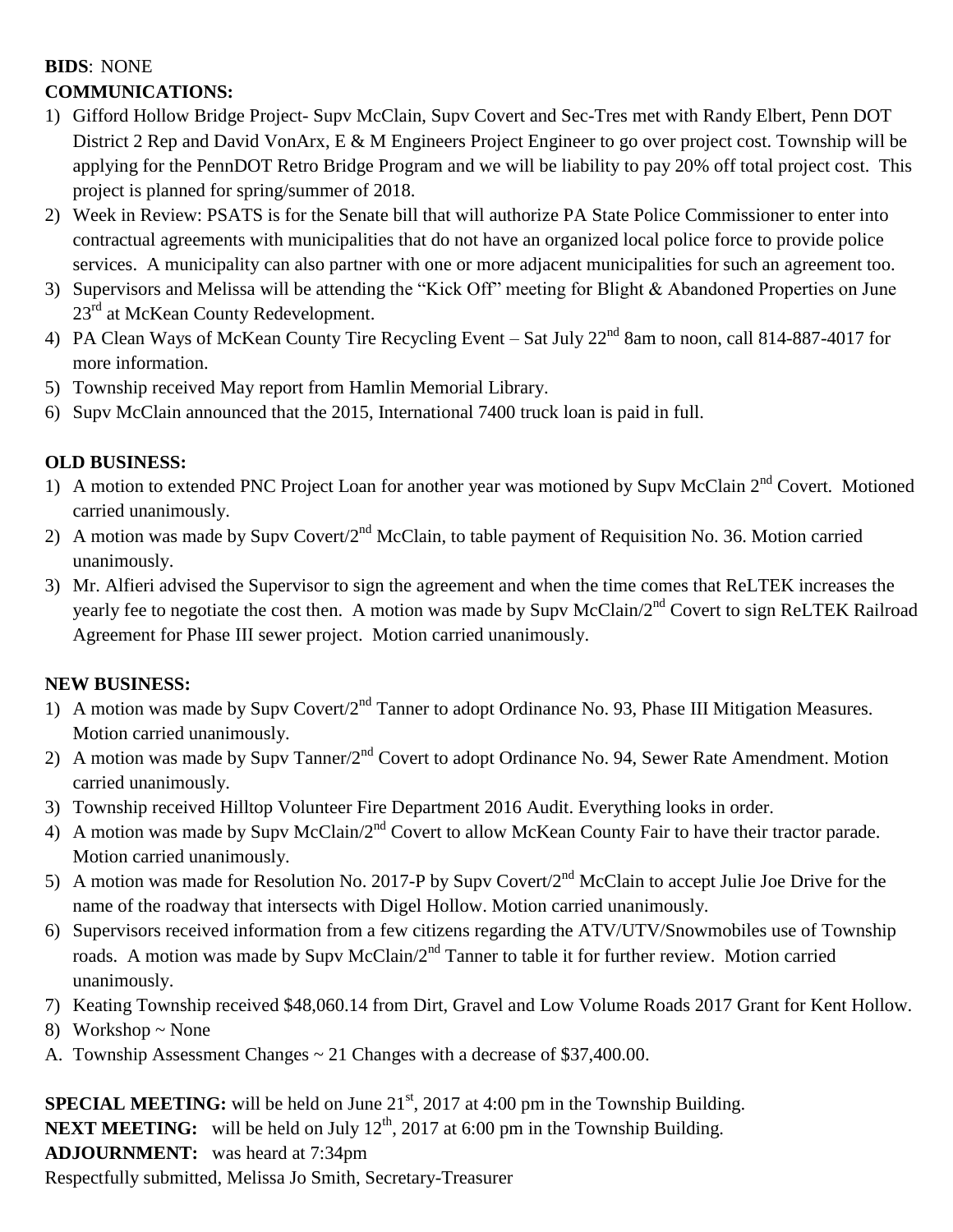**BIDS**: NONE

**COMMUNICATIONS:**

1) Gifford Hollow Bridge Project- Supv McClain, Supv Covert and Sec-Tres met with Randy Elbert, Penn DOT District 2 Rep and David VonArx, E & M Engineers Project Engineer to go over project cost. Township will be applying for the PennDOT Retro Bridge Program and we will be liability to pay 20% off total project cost. This project is planned for spring/summer of 2018.
2) Week in Review: PSATS is for the Senate bill that will authorize PA State Police Commissioner to enter into contractual agreements with municipalities that do not have an organized local police force to provide police services. A municipality can also partner with one or more adjacent municipalities for such an agreement too.
3) Supervisors and Melissa will be attending the "Kick Off" meeting for Blight & Abandoned Properties on June 23rd at McKean County Redevelopment.
4) PA Clean Ways of McKean County Tire Recycling Event – Sat July 22nd 8am to noon, call 814-887-4017 for more information.
5) Township received May report from Hamlin Memorial Library.
6) Supv McClain announced that the 2015, International 7400 truck loan is paid in full.

**OLD BUSINESS:**

1) A motion to extended PNC Project Loan for another year was motioned by Supv McClain 2nd Covert. Motioned carried unanimously.
2) A motion was made by Supv Covert/2nd McClain, to table payment of Requisition No. 36. Motion carried unanimously.
3) Mr. Alfieri advised the Supervisor to sign the agreement and when the time comes that ReLTEK increases the yearly fee to negotiate the cost then. A motion was made by Supv McClain/2nd Covert to sign ReLTEK Railroad Agreement for Phase III sewer project. Motion carried unanimously.

**NEW BUSINESS:**

1) A motion was made by Supv Covert/2nd Tanner to adopt Ordinance No. 93, Phase III Mitigation Measures. Motion carried unanimously.
2) A motion was made by Supv Tanner/2nd Covert to adopt Ordinance No. 94, Sewer Rate Amendment. Motion carried unanimously.
3) Township received Hilltop Volunteer Fire Department 2016 Audit. Everything looks in order.
4) A motion was made by Supv McClain/2nd Covert to allow McKean County Fair to have their tractor parade. Motion carried unanimously.
5) A motion was made for Resolution No. 2017-P by Supv Covert/2nd McClain to accept Julie Joe Drive for the name of the roadway that intersects with Digel Hollow. Motion carried unanimously.
6) Supervisors received information from a few citizens regarding the ATV/UTV/Snowmobiles use of Township roads. A motion was made by Supv McClain/2nd Tanner to table it for further review. Motion carried unanimously.
7) Keating Township received $48,060.14 from Dirt, Gravel and Low Volume Roads 2017 Grant for Kent Hollow.
8) Workshop ~ None

A. Township Assessment Changes ~ 21 Changes with a decrease of $37,400.00.

**SPECIAL MEETING:** will be held on June 21st, 2017 at 4:00 pm in the Township Building.
**NEXT MEETING:** will be held on July 12th, 2017 at 6:00 pm in the Township Building.
**ADJOURNMENT:** was heard at 7:34pm
Respectfully submitted, Melissa Jo Smith, Secretary-Treasurer